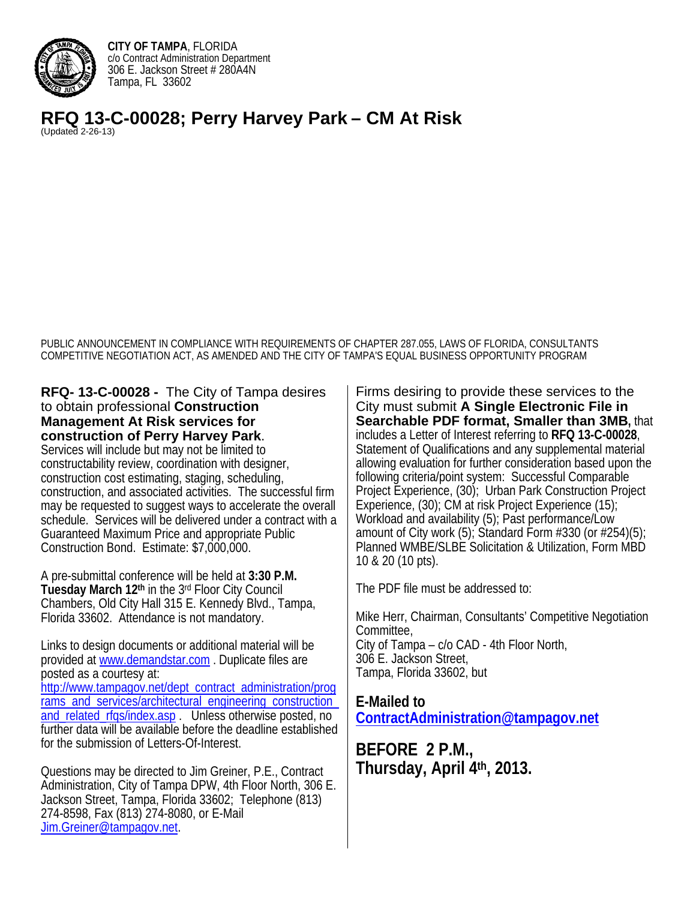**CITY OF TAMPA**, FLORIDA
c/o Contract Administration Department
306 E. Jackson Street # 280A4N
Tampa, FL 33602

# RFQ 13-C-00028; Perry Harvey Park – CM At Risk

(Updated 2-26-13)

PUBLIC ANNOUNCEMENT IN COMPLIANCE WITH REQUIREMENTS OF CHAPTER 287.055, LAWS OF FLORIDA, CONSULTANTS COMPETITIVE NEGOTIATION ACT, AS AMENDED AND THE CITY OF TAMPA'S EQUAL BUSINESS OPPORTUNITY PROGRAM

**RFQ- 13-C-00028 -** The City of Tampa desires to obtain professional **Construction Management At Risk services for construction of Perry Harvey Park**. Services will include but may not be limited to constructability review, coordination with designer, construction cost estimating, staging, scheduling, construction, and associated activities. The successful firm may be requested to suggest ways to accelerate the overall schedule. Services will be delivered under a contract with a Guaranteed Maximum Price and appropriate Public Construction Bond. Estimate: $7,000,000.

A pre-submittal conference will be held at **3:30 P.M. Tuesday March 12th** in the 3rd Floor City Council Chambers, Old City Hall 315 E. Kennedy Blvd., Tampa, Florida 33602. Attendance is not mandatory.

Links to design documents or additional material will be provided at www.demandstar.com . Duplicate files are posted as a courtesy at: http://www.tampagov.net/dept_contract_administration/programs_and_services/architectural_engineering_construction_and_related_rfqs/index.asp . Unless otherwise posted, no further data will be available before the deadline established for the submission of Letters-Of-Interest.

Questions may be directed to Jim Greiner, P.E., Contract Administration, City of Tampa DPW, 4th Floor North, 306 E. Jackson Street, Tampa, Florida 33602; Telephone (813) 274-8598, Fax (813) 274-8080, or E-Mail Jim.Greiner@tampagov.net.

Firms desiring to provide these services to the City must submit **A Single Electronic File in Searchable PDF format, Smaller than 3MB,** that includes a Letter of Interest referring to **RFQ 13-C-00028**, Statement of Qualifications and any supplemental material allowing evaluation for further consideration based upon the following criteria/point system: Successful Comparable Project Experience, (30); Urban Park Construction Project Experience, (30); CM at risk Project Experience (15); Workload and availability (5); Past performance/Low amount of City work (5); Standard Form #330 (or #254)(5); Planned WMBE/SLBE Solicitation & Utilization, Form MBD 10 & 20 (10 pts).

The PDF file must be addressed to:

Mike Herr, Chairman, Consultants' Competitive Negotiation Committee,
City of Tampa – c/o CAD - 4th Floor North,
306 E. Jackson Street,
Tampa, Florida 33602, but

**E-Mailed to ContractAdministration@tampagov.net**

**BEFORE 2 P.M., Thursday, April 4th, 2013.**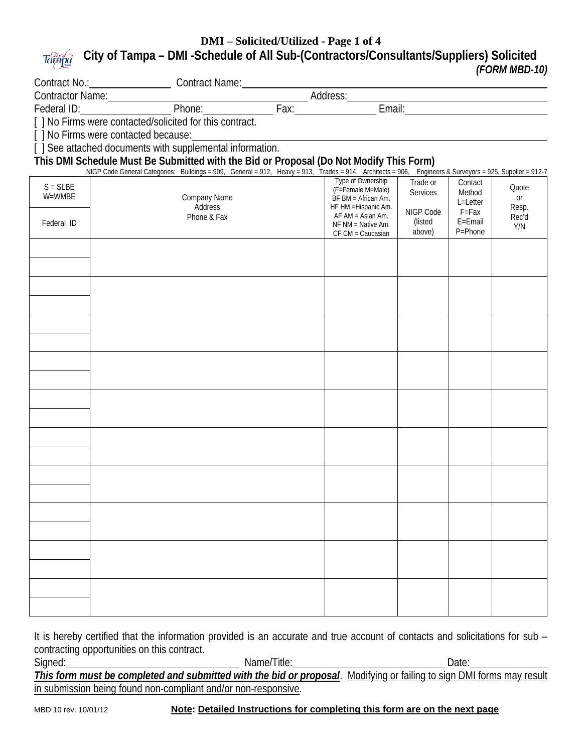# DMI – Solicited/Utilized - Page 1 of 4

## City of Tampa – DMI -Schedule of All Sub-(Contractors/Consultants/Suppliers) Solicited

***(FORM MBD-10)***

Contract No.:________________ Contract Name:_______________________________________________

Contractor Name:________________________________________ Address:___________________________________

Federal ID:__________________ Phone:______________ Fax:________________ Email:____________________________

[ ] No Firms were contacted/solicited for this contract.

[ ] No Firms were contacted because:_____________________________________________________________

[ ] See attached documents with supplemental information.

**This DMI Schedule Must Be Submitted with the Bid or Proposal (Do Not Modify This Form)**

NIGP Code General Categories: Buildings = 909, General = 912, Heavy = 913, Trades = 914, Architects = 906, Engineers & Surveyors = 925, Supplier = 912-7

| S = SLBE W=WMBE / Federal ID | Company Name Address Phone & Fax | Type of Ownership (F=Female M=Male) BF BM = African Am. HF HM =Hispanic Am. AF AM = Asian Am. NF NM = Native Am. CF CM = Caucasian | Trade or Services NIGP Code (listed above) | Contact Method L=Letter F=Fax E=Email P=Phone | Quote or Resp. Rec'd Y/N |
|---|---|---|---|---|---|
| | | | | | |
| | | | | | |
| | | | | | |
| | | | | | |
| | | | | | |
| | | | | | |
| | | | | | |
| | | | | | |
| | | | | | |
| | | | | | |

It is hereby certified that the information provided is an accurate and true account of contacts and solicitations for sub – contracting opportunities on this contract.

Signed:___________________________________ Name/Title:______________________________ Date:_______________

***This form must be completed and submitted with the bid or proposal***. Modifying or failing to sign DMI forms may result in submission being found non-compliant and/or non-responsive.

MBD 10 rev. 10/01/12 **Note: Detailed Instructions for completing this form are on the next page**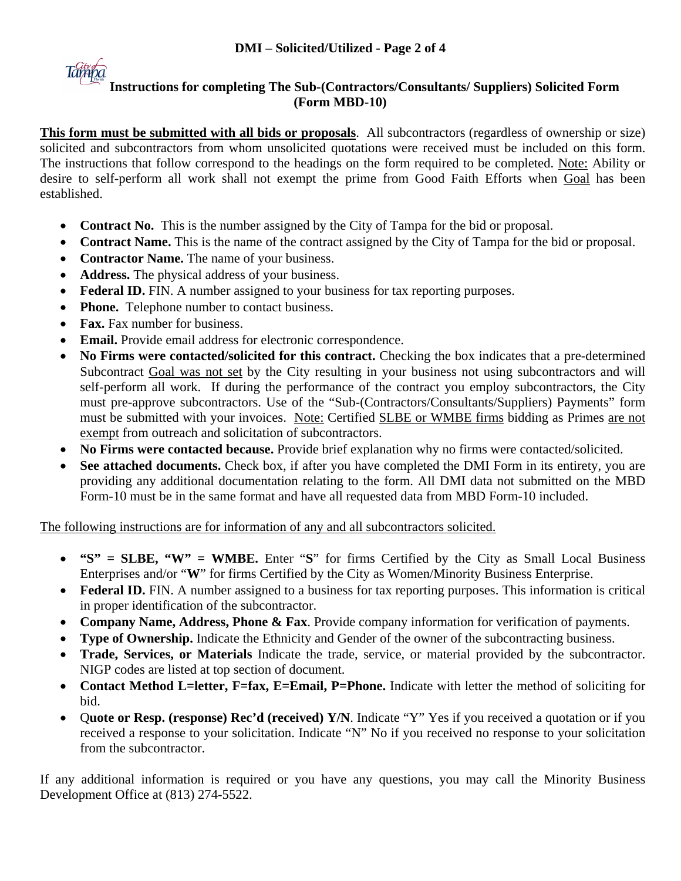# Instructions for completing The Sub-(Contractors/Consultants/ Suppliers) Solicited Form (Form MBD-10)

**This form must be submitted with all bids or proposals**. All subcontractors (regardless of ownership or size) solicited and subcontractors from whom unsolicited quotations were received must be included on this form. The instructions that follow correspond to the headings on the form required to be completed. Note: Ability or desire to self-perform all work shall not exempt the prime from Good Faith Efforts when Goal has been established.

- **Contract No.** This is the number assigned by the City of Tampa for the bid or proposal.
- **Contract Name.** This is the name of the contract assigned by the City of Tampa for the bid or proposal.
- **Contractor Name.** The name of your business.
- **Address.** The physical address of your business.
- **Federal ID.** FIN. A number assigned to your business for tax reporting purposes.
- **Phone.** Telephone number to contact business.
- **Fax.** Fax number for business.
- **Email.** Provide email address for electronic correspondence.
- **No Firms were contacted/solicited for this contract.** Checking the box indicates that a pre-determined Subcontract Goal was not set by the City resulting in your business not using subcontractors and will self-perform all work. If during the performance of the contract you employ subcontractors, the City must pre-approve subcontractors. Use of the "Sub-(Contractors/Consultants/Suppliers) Payments" form must be submitted with your invoices. Note: Certified SLBE or WMBE firms bidding as Primes are not exempt from outreach and solicitation of subcontractors.
- **No Firms were contacted because.** Provide brief explanation why no firms were contacted/solicited.
- **See attached documents.** Check box, if after you have completed the DMI Form in its entirety, you are providing any additional documentation relating to the form. All DMI data not submitted on the MBD Form-10 must be in the same format and have all requested data from MBD Form-10 included.

The following instructions are for information of any and all subcontractors solicited.

- **"S" = SLBE, "W" = WMBE.** Enter "**S**" for firms Certified by the City as Small Local Business Enterprises and/or "**W**" for firms Certified by the City as Women/Minority Business Enterprise.
- **Federal ID.** FIN. A number assigned to a business for tax reporting purposes. This information is critical in proper identification of the subcontractor.
- **Company Name, Address, Phone & Fax**. Provide company information for verification of payments.
- **Type of Ownership.** Indicate the Ethnicity and Gender of the owner of the subcontracting business.
- **Trade, Services, or Materials** Indicate the trade, service, or material provided by the subcontractor. NIGP codes are listed at top section of document.
- **Contact Method L=letter, F=fax, E=Email, P=Phone.** Indicate with letter the method of soliciting for bid.
- Q**uote or Resp. (response) Rec'd (received) Y/N**. Indicate "Y" Yes if you received a quotation or if you received a response to your solicitation. Indicate "N" No if you received no response to your solicitation from the subcontractor.

If any additional information is required or you have any questions, you may call the Minority Business Development Office at (813) 274-5522.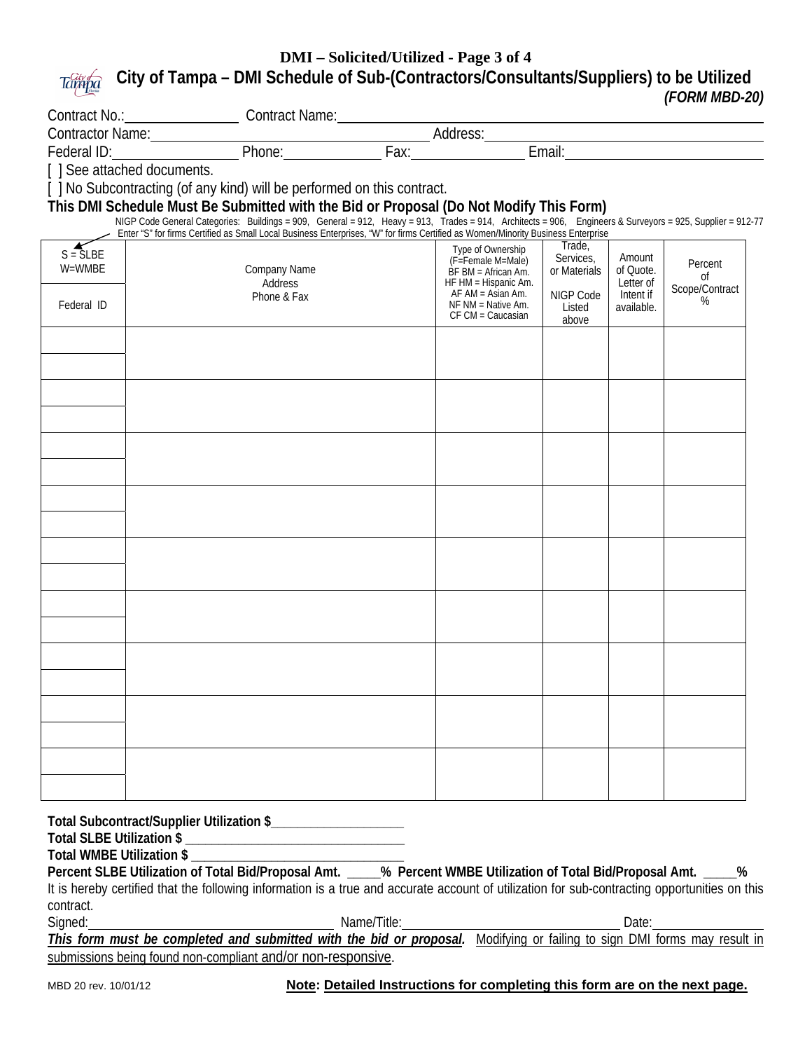# DMI – Solicited/Utilized - Page 3 of 4

## City of Tampa – DMI Schedule of Sub-(Contractors/Consultants/Suppliers) to be Utilized

***(FORM MBD-20)***

Contract No.:________________ Contract Name:________________________________________________

Contractor Name:________________________________ Address:________________________________

Federal ID:________________ Phone:______________ Fax:________________ Email:________________________

[ ] See attached documents.

[ ] No Subcontracting (of any kind) will be performed on this contract.

**This DMI Schedule Must Be Submitted with the Bid or Proposal (Do Not Modify This Form)**

NIGP Code General Categories: Buildings = 909, General = 912, Heavy = 913, Trades = 914, Architects = 906, Engineers & Surveyors = 925, Supplier = 912-77

Enter "S" for firms Certified as Small Local Business Enterprises, "W" for firms Certified as Women/Minority Business Enterprise

| S = SLBE W=WMBE / Federal ID | Company Name Address Phone & Fax | Type of Ownership (F=Female M=Male) BF BM = African Am. HF HM = Hispanic Am. AF AM = Asian Am. NF NM = Native Am. CF CM = Caucasian | Trade, Services, or Materials / NIGP Code Listed above | Amount of Quote. Letter of Intent if available. | Percent of Scope/Contract % |
|---|---|---|---|---|---|
| | | | | | |
| | | | | | |
| | | | | | |
| | | | | | |
| | | | | | |
| | | | | | |
| | | | | | |
| | | | | | |
| | | | | | |

**Total Subcontract/Supplier Utilization $____________________**

**Total SLBE Utilization $ ________________________________**

**Total WMBE Utilization $ _______________________________**

**Percent SLBE Utilization of Total Bid/Proposal Amt. _____% Percent WMBE Utilization of Total Bid/Proposal Amt. _____%**

It is hereby certified that the following information is a true and accurate account of utilization for sub-contracting opportunities on this contract.

Signed:________________________________ Name/Title:________________________________ Date:________________

***This form must be completed and submitted with the bid or proposal.*** Modifying or failing to sign DMI forms may result in submissions being found non-compliant and/or non-responsive.

MBD 20 rev. 10/01/12

**Note: Detailed Instructions for completing this form are on the next page.**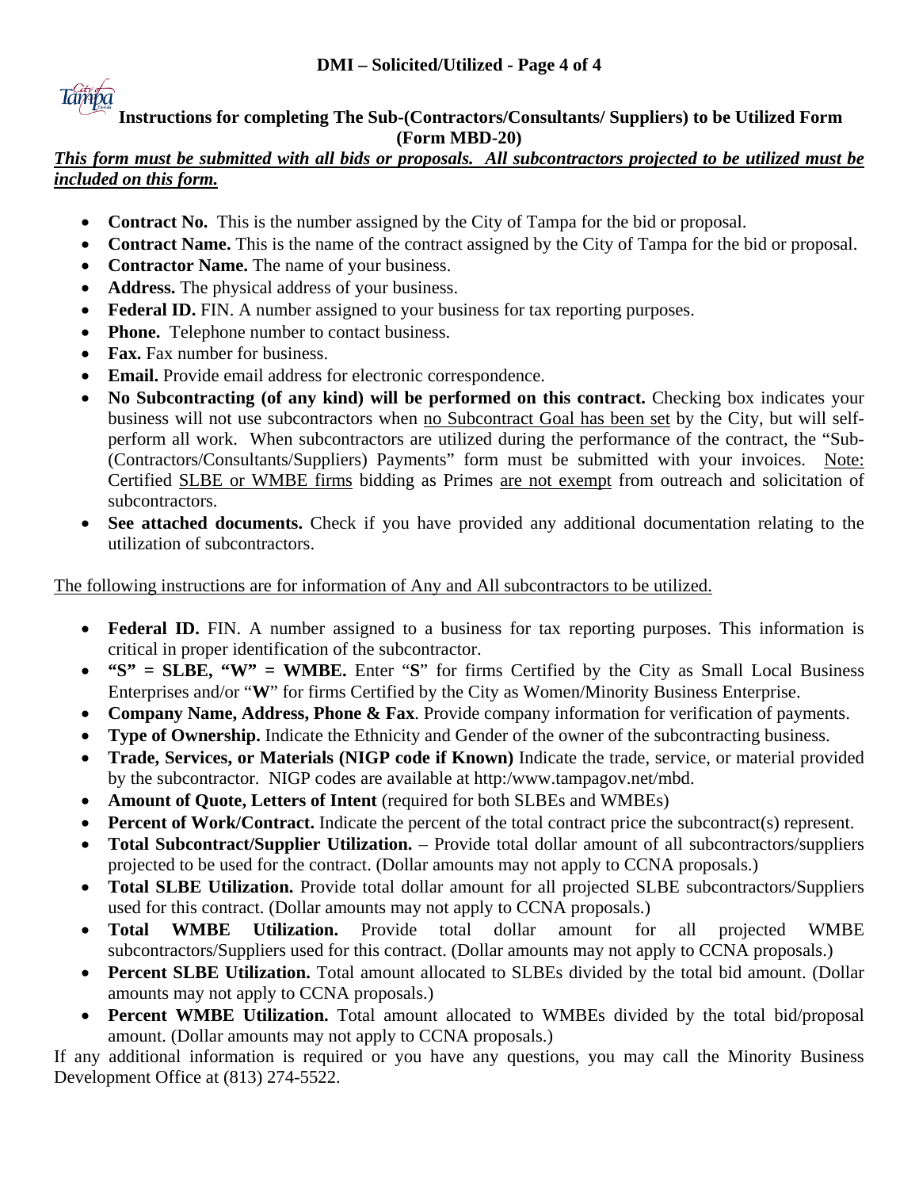**Instructions for completing The Sub-(Contractors/Consultants/ Suppliers) to be Utilized Form (Form MBD-20)**

***This form must be submitted with all bids or proposals. All subcontractors projected to be utilized must be included on this form.***

- **Contract No.** This is the number assigned by the City of Tampa for the bid or proposal.
- **Contract Name.** This is the name of the contract assigned by the City of Tampa for the bid or proposal.
- **Contractor Name.** The name of your business.
- **Address.** The physical address of your business.
- **Federal ID.** FIN. A number assigned to your business for tax reporting purposes.
- **Phone.** Telephone number to contact business.
- **Fax.** Fax number for business.
- **Email.** Provide email address for electronic correspondence.
- **No Subcontracting (of any kind) will be performed on this contract.** Checking box indicates your business will not use subcontractors when no Subcontract Goal has been set by the City, but will self-perform all work. When subcontractors are utilized during the performance of the contract, the "Sub-(Contractors/Consultants/Suppliers) Payments" form must be submitted with your invoices. Note: Certified SLBE or WMBE firms bidding as Primes are not exempt from outreach and solicitation of subcontractors.
- **See attached documents.** Check if you have provided any additional documentation relating to the utilization of subcontractors.

The following instructions are for information of Any and All subcontractors to be utilized.

- **Federal ID.** FIN. A number assigned to a business for tax reporting purposes. This information is critical in proper identification of the subcontractor.
- **"S" = SLBE, "W" = WMBE.** Enter "**S**" for firms Certified by the City as Small Local Business Enterprises and/or "**W**" for firms Certified by the City as Women/Minority Business Enterprise.
- **Company Name, Address, Phone & Fax**. Provide company information for verification of payments.
- **Type of Ownership.** Indicate the Ethnicity and Gender of the owner of the subcontracting business.
- **Trade, Services, or Materials (NIGP code if Known)** Indicate the trade, service, or material provided by the subcontractor. NIGP codes are available at http:/www.tampagov.net/mbd.
- **Amount of Quote, Letters of Intent** (required for both SLBEs and WMBEs)
- **Percent of Work/Contract.** Indicate the percent of the total contract price the subcontract(s) represent.
- **Total Subcontract/Supplier Utilization.** – Provide total dollar amount of all subcontractors/suppliers projected to be used for the contract. (Dollar amounts may not apply to CCNA proposals.)
- **Total SLBE Utilization.** Provide total dollar amount for all projected SLBE subcontractors/Suppliers used for this contract. (Dollar amounts may not apply to CCNA proposals.)
- **Total WMBE Utilization.** Provide total dollar amount for all projected WMBE subcontractors/Suppliers used for this contract. (Dollar amounts may not apply to CCNA proposals.)
- **Percent SLBE Utilization.** Total amount allocated to SLBEs divided by the total bid amount. (Dollar amounts may not apply to CCNA proposals.)
- **Percent WMBE Utilization.** Total amount allocated to WMBEs divided by the total bid/proposal amount. (Dollar amounts may not apply to CCNA proposals.)

If any additional information is required or you have any questions, you may call the Minority Business Development Office at (813) 274-5522.